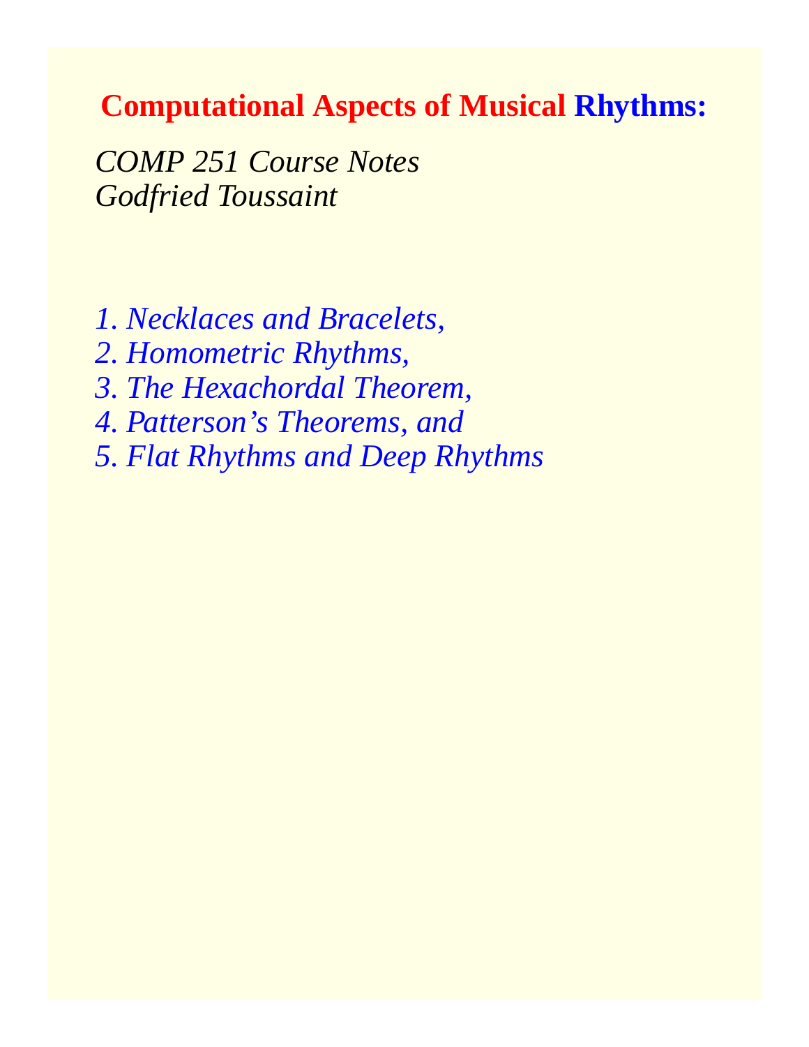# Computational Aspects of Musical Rhythms:

*COMP 251 Course Notes*
*Godfried Toussaint*

*1. Necklaces and Bracelets,*
*2. Homometric Rhythms,*
*3. The Hexachordal Theorem,*
*4. Patterson's Theorems, and*
*5. Flat Rhythms and Deep Rhythms*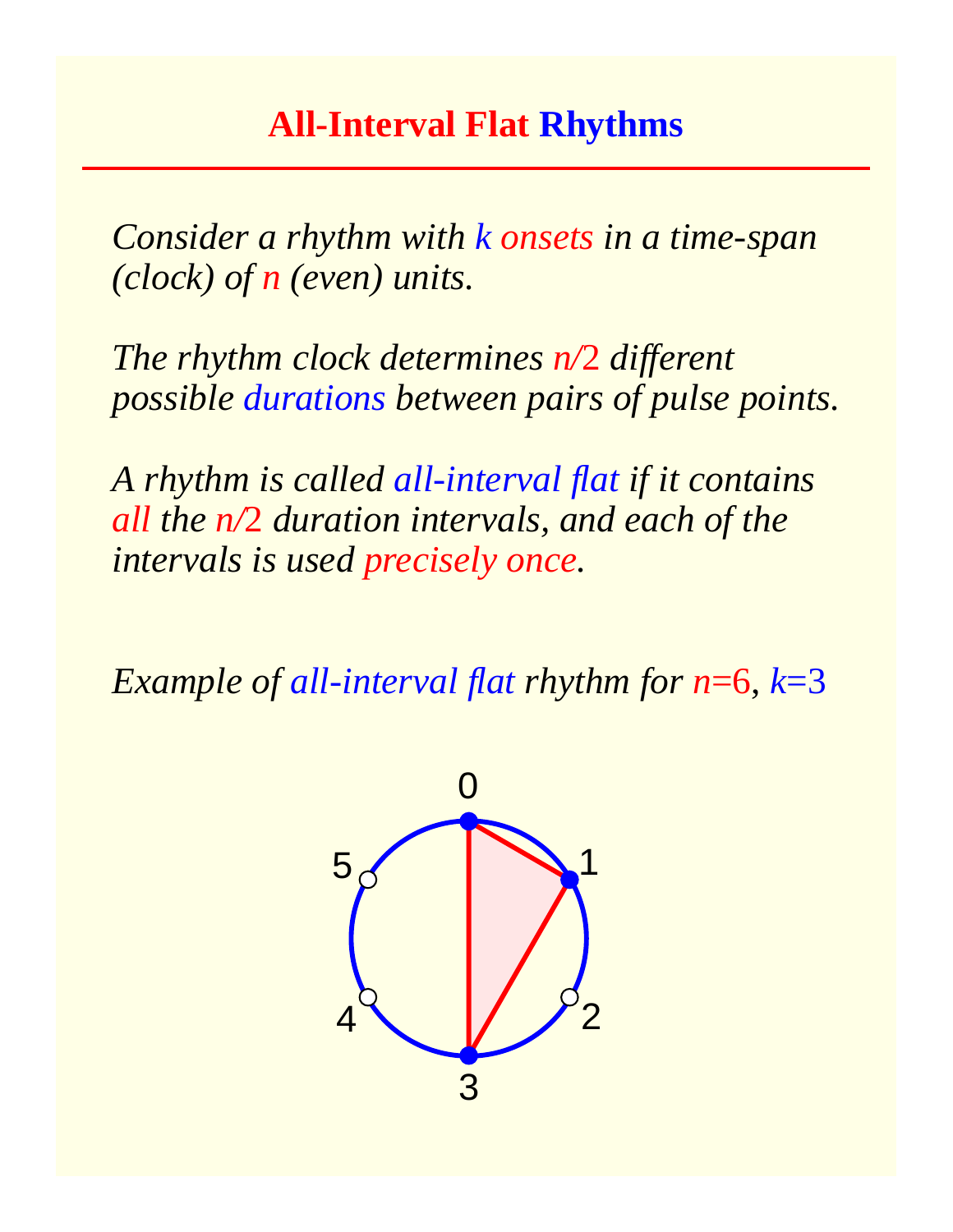# All-Interval Flat Rhythms

*Consider a rhythm with $k$ onsets in a time-span (clock) of $n$ (even) units.*

*The rhythm clock determines $n/2$ different possible durations between pairs of pulse points.*

*A rhythm is called all-interval flat if it contains all the $n/2$ duration intervals, and each of the intervals is used precisely once.*

*Example of all-interval flat rhythm for $n=6$, $k=3$*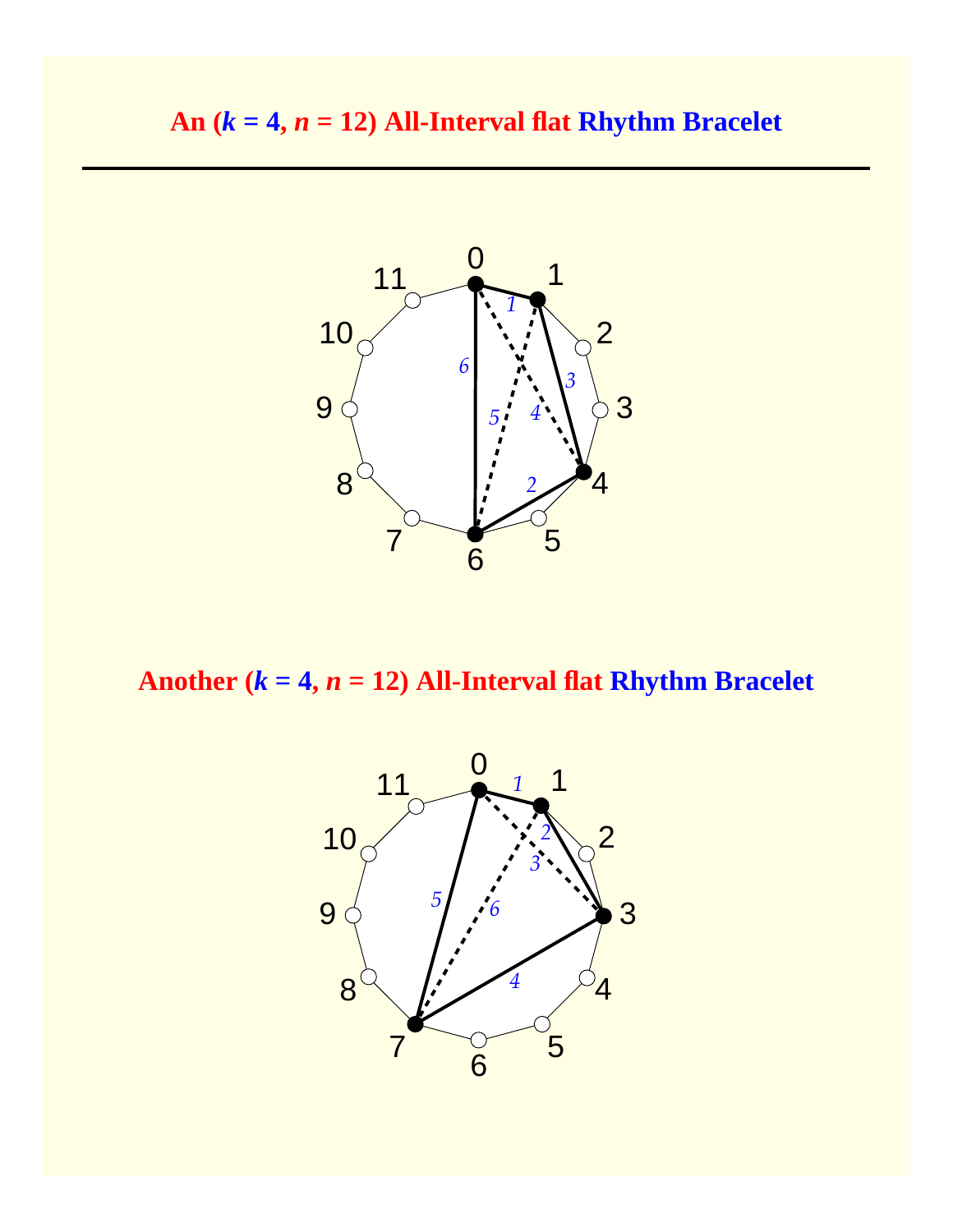## An ($k = 4$, $n = 12$) All-Interval flat Rhythm Bracelet

---

## Another ($k = 4$, $n = 12$) All-Interval flat Rhythm Bracelet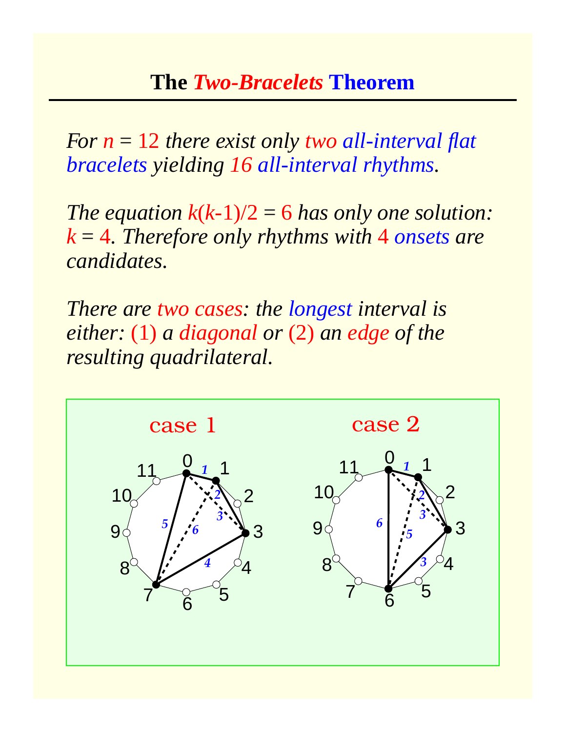# The *Two-Bracelets* Theorem

*For $n = 12$ there exist only two all-interval flat bracelets yielding 16 all-interval rhythms.*

*The equation $k(k\text{-}1)/2 = 6$ has only one solution: $k = 4$. Therefore only rhythms with 4 onsets are candidates.*

*There are two cases: the longest interval is either: (1) a diagonal or (2) an edge of the resulting quadrilateral.*

case 1

case 2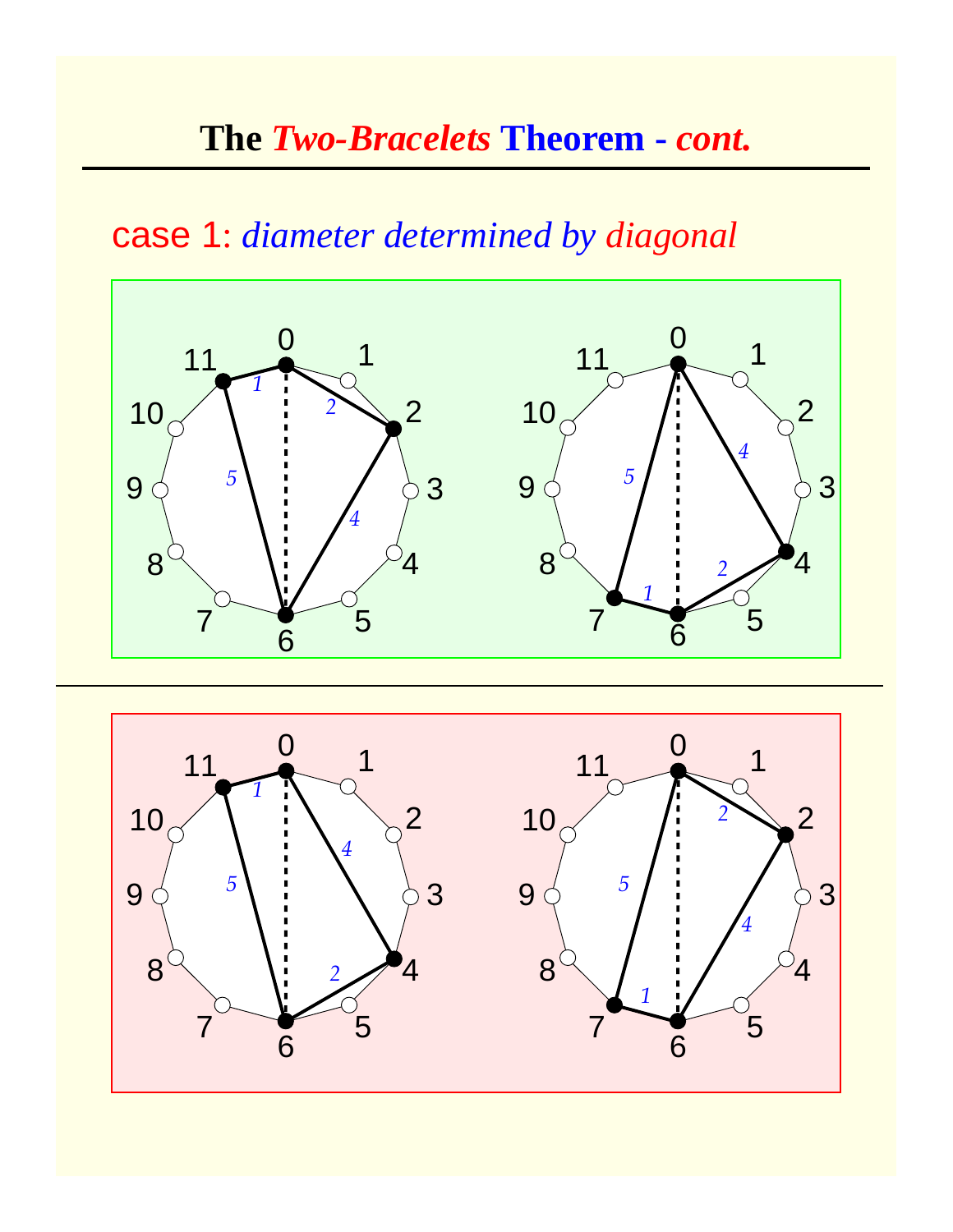## The *Two-Bracelets* Theorem - *cont.*

case 1: *diameter determined by diagonal*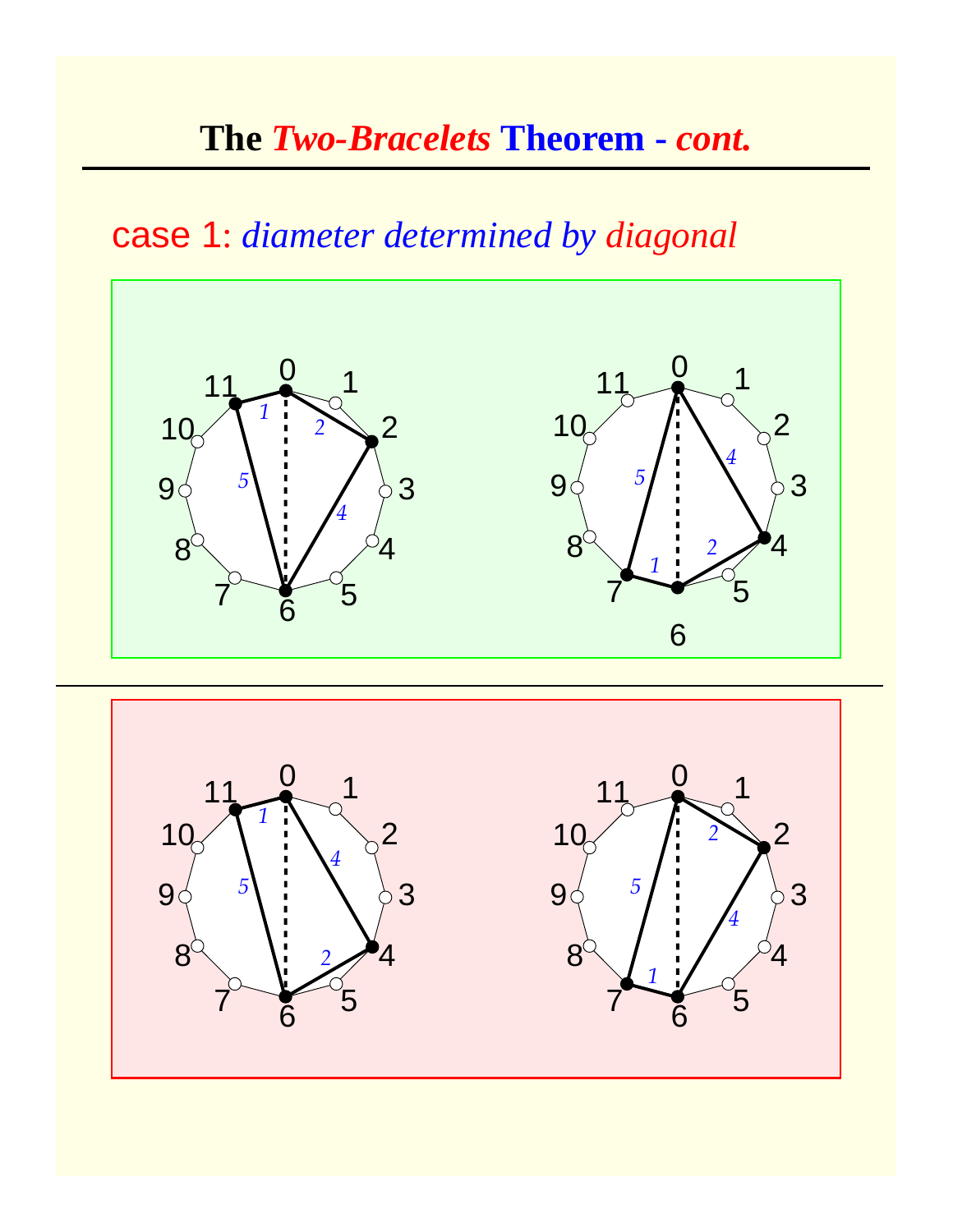# The *Two-Bracelets* Theorem - *cont.*

case 1: *diameter determined by diagonal*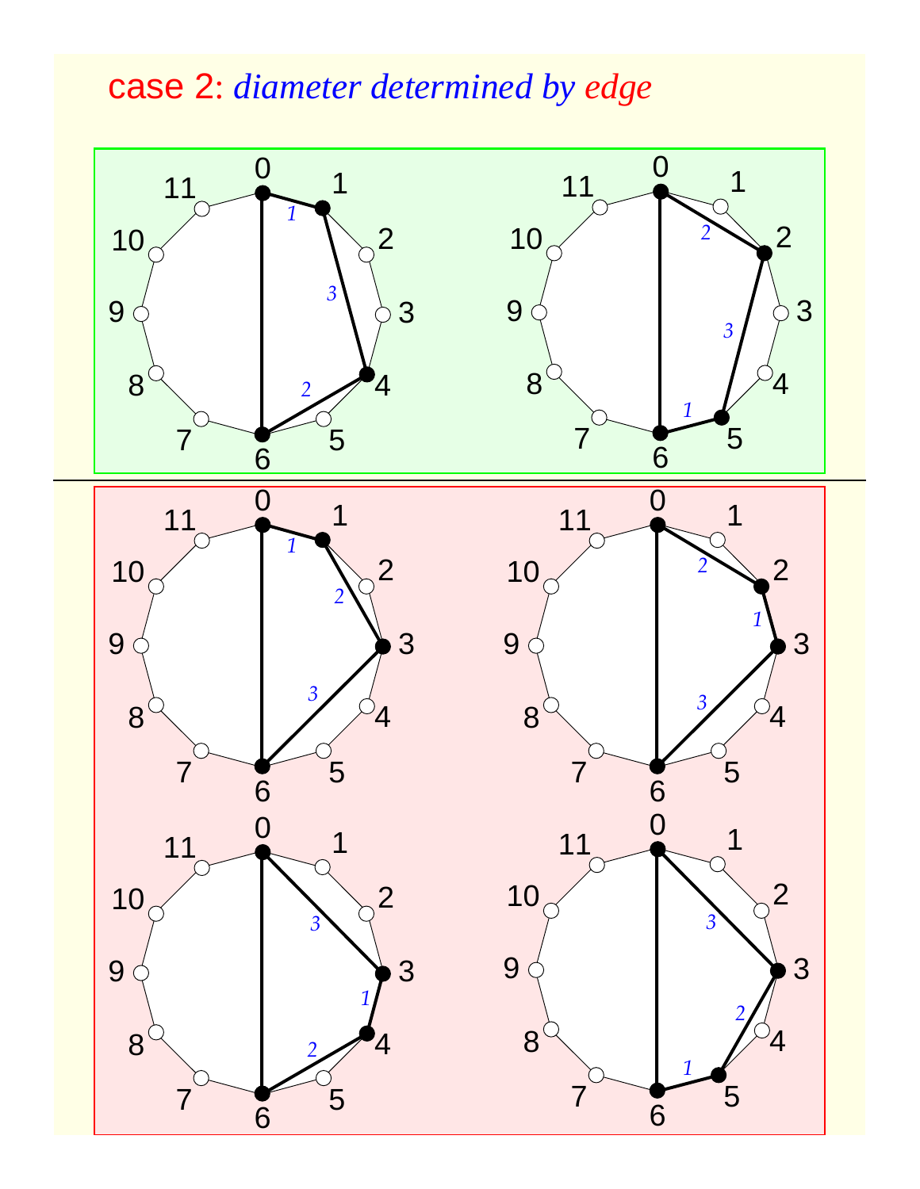case 2: *diameter determined by edge*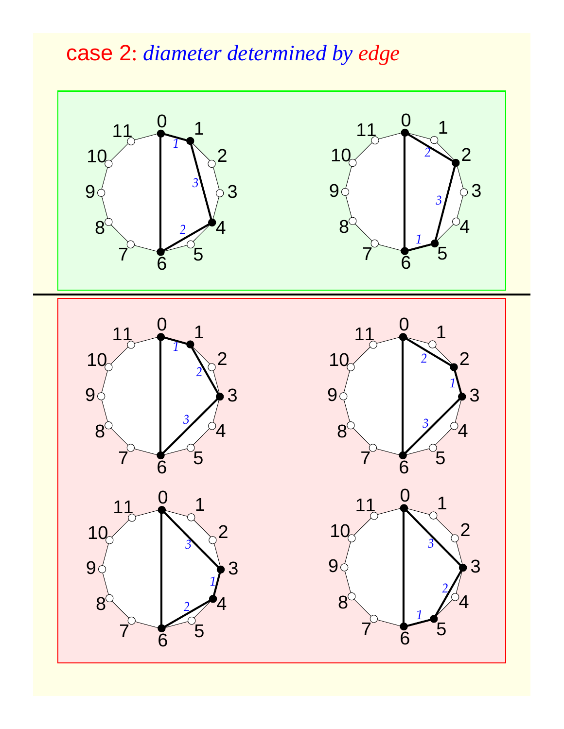case 2: *diameter determined by edge*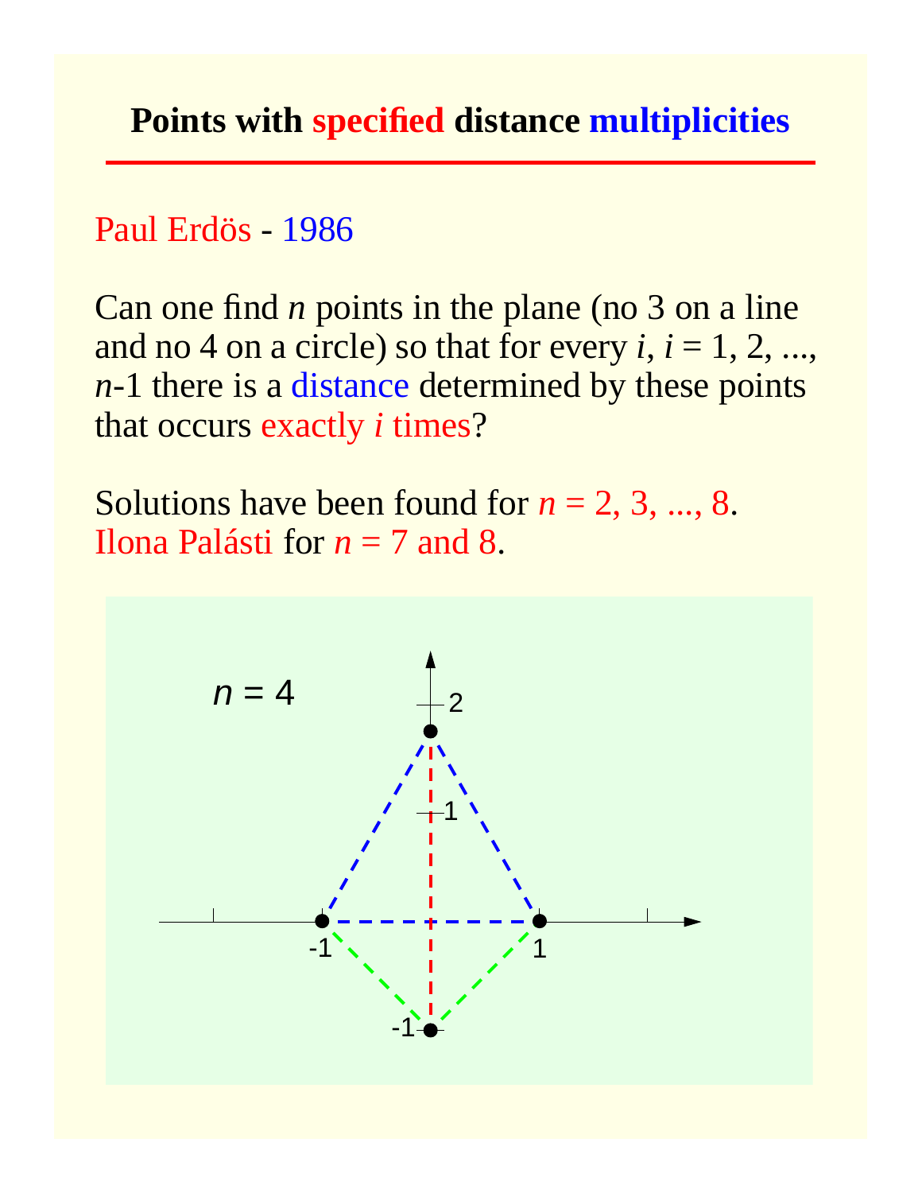# Points with specified distance multiplicities

Paul Erdös - 1986

Can one find $n$ points in the plane (no 3 on a line and no 4 on a circle) so that for every $i$, $i = 1, 2, ..., n$-1 there is a distance determined by these points that occurs exactly $i$ times?

Solutions have been found for $n = 2, 3, ..., 8$.
Ilona Palásti for $n = 7$ and 8.

$n = 4$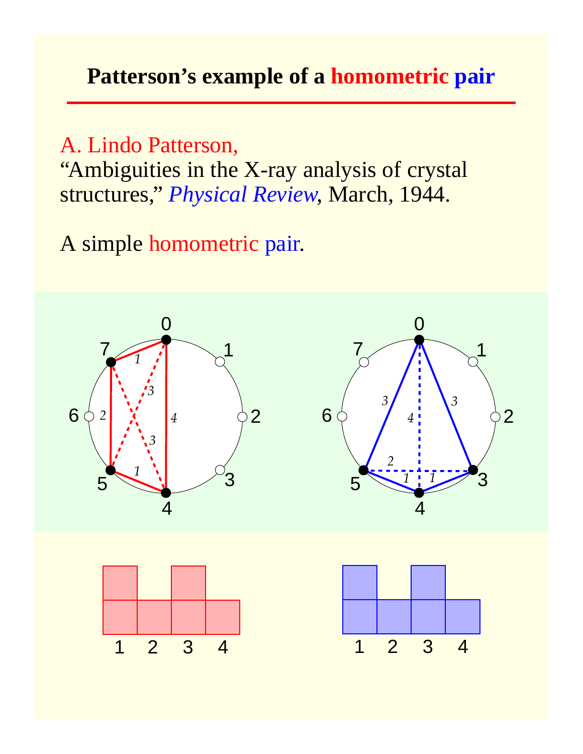# Patterson's example of a homometric pair

A. Lindo Patterson,
"Ambiguities in the X-ray analysis of crystal structures," *Physical Review*, March, 1944.

A simple homometric pair.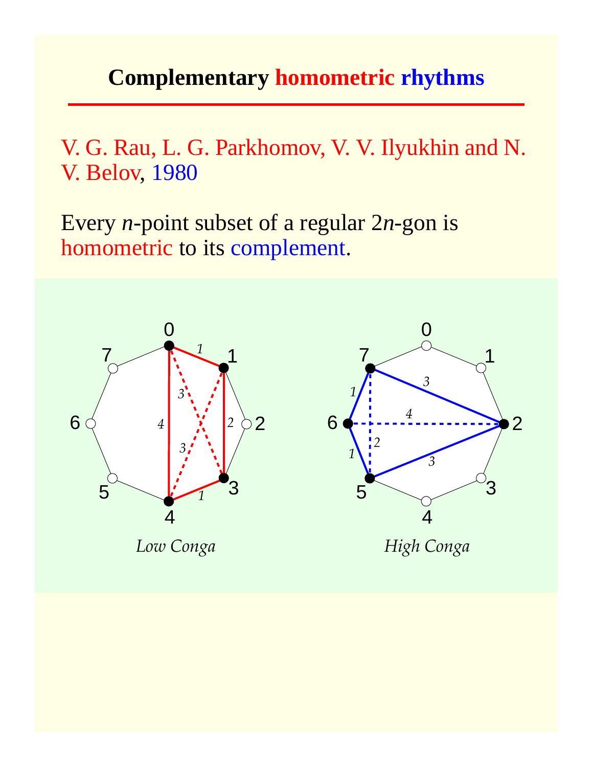# Complementary homometric rhythms

V. G. Rau, L. G. Parkhomov, V. V. Ilyukhin and N. V. Belov, 1980

Every $n$-point subset of a regular $2n$-gon is homometric to its complement.

*Low Conga*

*High Conga*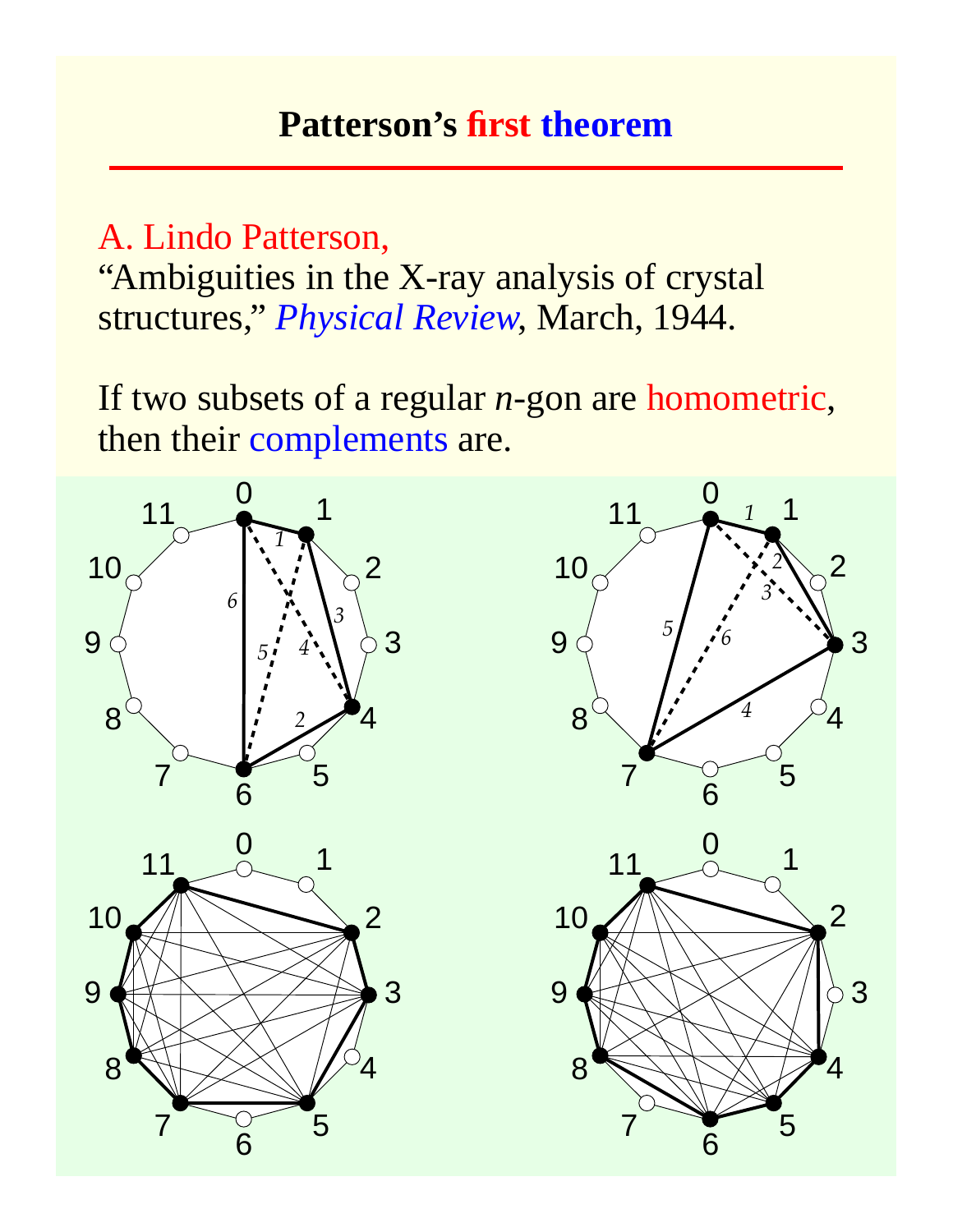# Patterson's first theorem

A. Lindo Patterson,
"Ambiguities in the X-ray analysis of crystal structures," *Physical Review*, March, 1944.

If two subsets of a regular $n$-gon are homometric, then their complements are.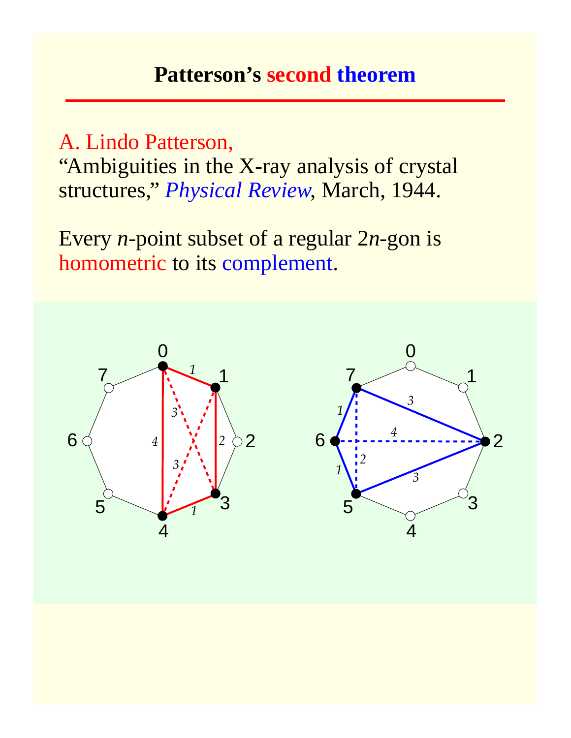# Patterson's second theorem

A. Lindo Patterson,
"Ambiguities in the X-ray analysis of crystal structures," *Physical Review*, March, 1944.

Every $n$-point subset of a regular $2n$-gon is homometric to its complement.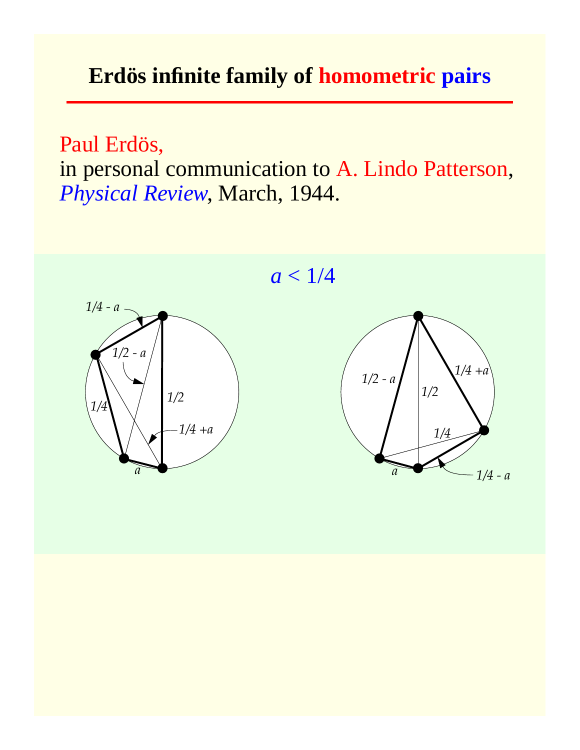# Erdös infinite family of homometric pairs

Paul Erdös,
in personal communication to A. Lindo Patterson,
*Physical Review*, March, 1944.

$a < 1/4$

$1/4 - a$

$1/2 - a$

$1/2$

$1/4$

$1/4 + a$

$a$

$1/2 - a$

$1/4 + a$

$1/2$

$1/4$

$a$

$1/4 - a$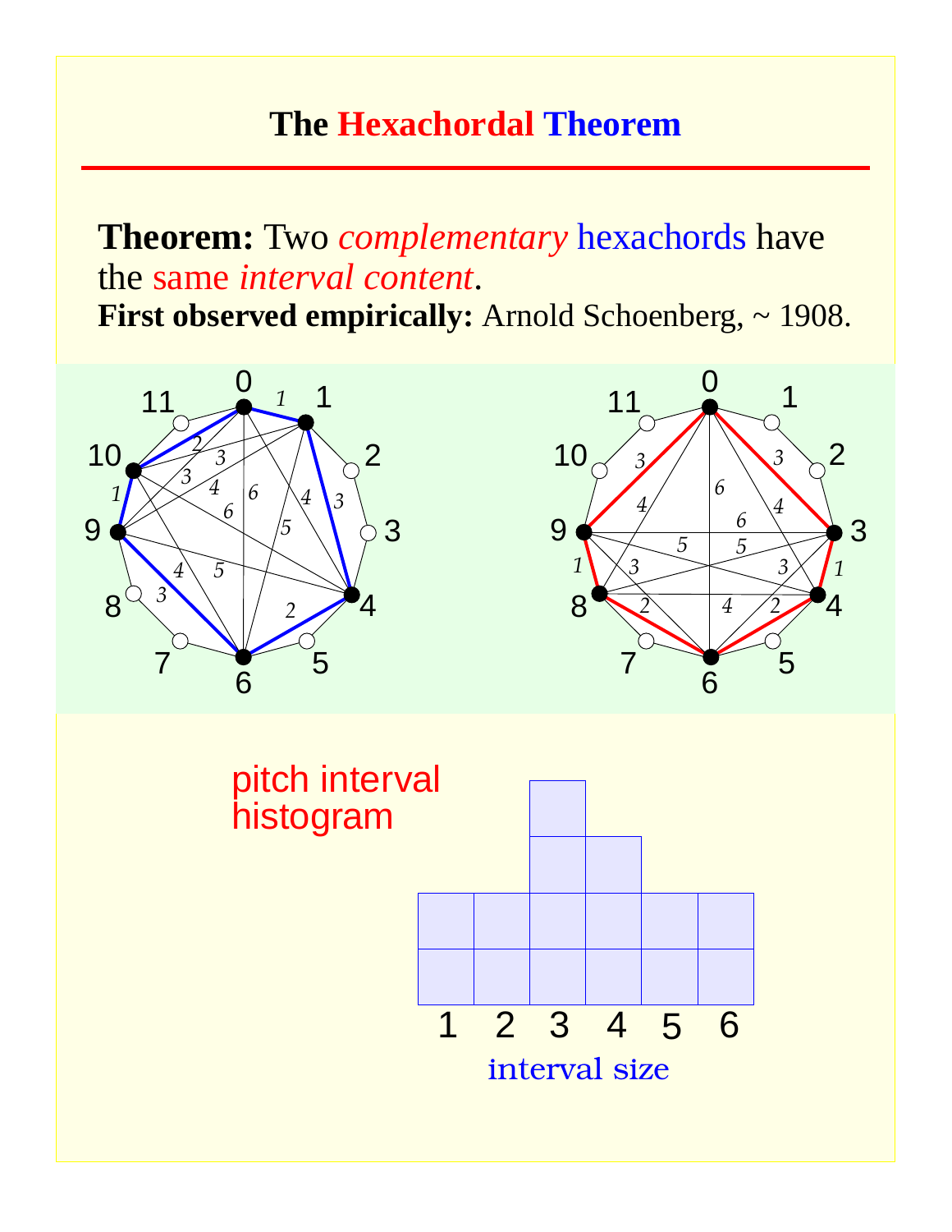# The Hexachordal Theorem

**Theorem:** Two *complementary* hexachords have the same *interval content*.

**First observed empirically:** Arnold Schoenberg, ~ 1908.

pitch interval histogram

interval size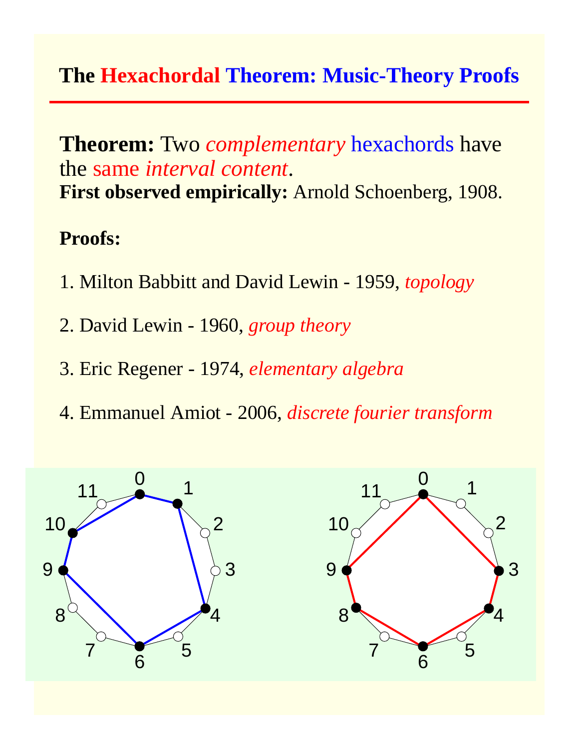# The Hexachordal Theorem: Music-Theory Proofs

**Theorem:** Two *complementary* hexachords have the same *interval content*.

**First observed empirically:** Arnold Schoenberg, 1908.

**Proofs:**

1. Milton Babbitt and David Lewin - 1959, *topology*

2. David Lewin - 1960, *group theory*

3. Eric Regener - 1974, *elementary algebra*

4. Emmanuel Amiot - 2006, *discrete fourier transform*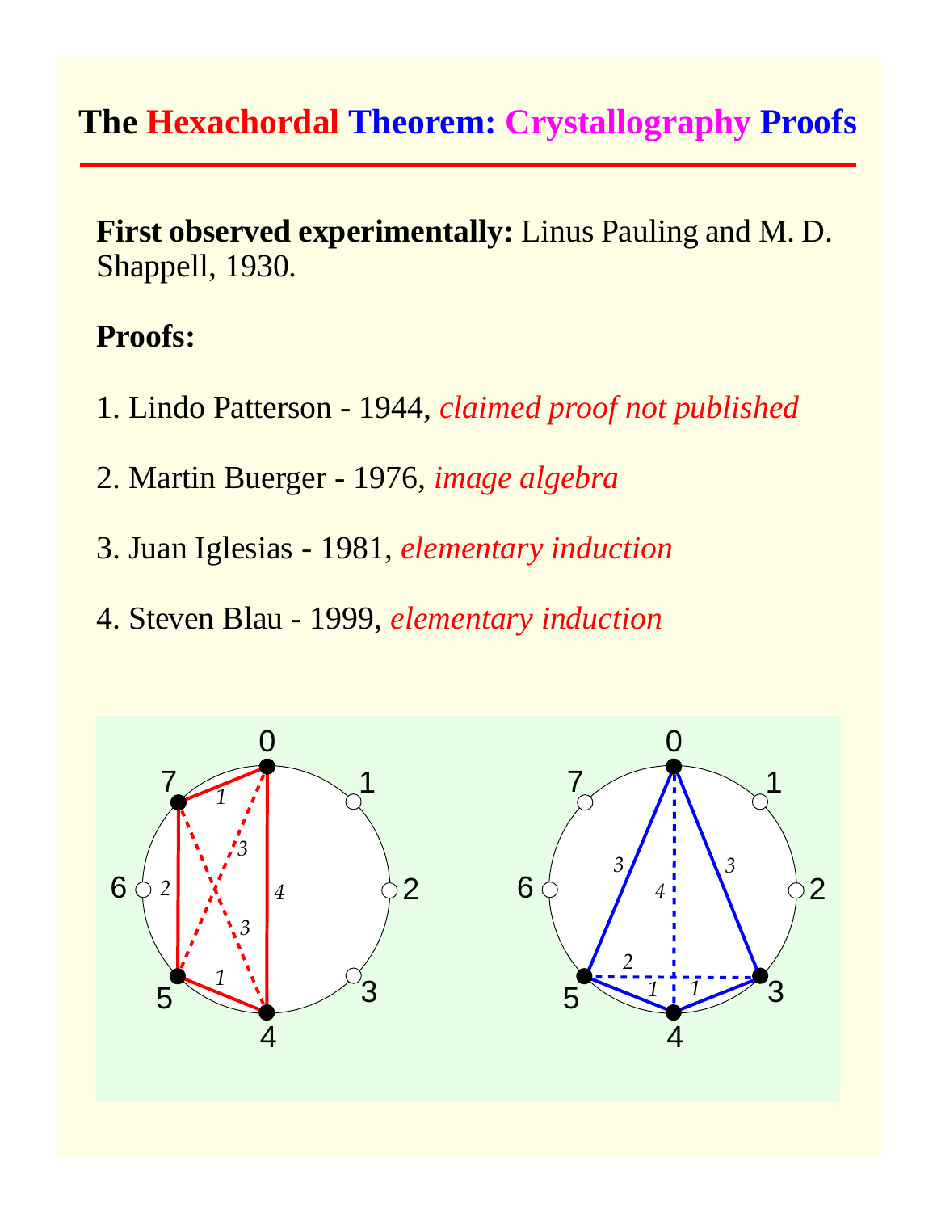# The Hexachordal Theorem: Crystallography Proofs

**First observed experimentally:** Linus Pauling and M. D. Shappell, 1930.

**Proofs:**

1. Lindo Patterson - 1944, *claimed proof not published*

2. Martin Buerger - 1976, *image algebra*

3. Juan Iglesias - 1981, *elementary induction*

4. Steven Blau - 1999, *elementary induction*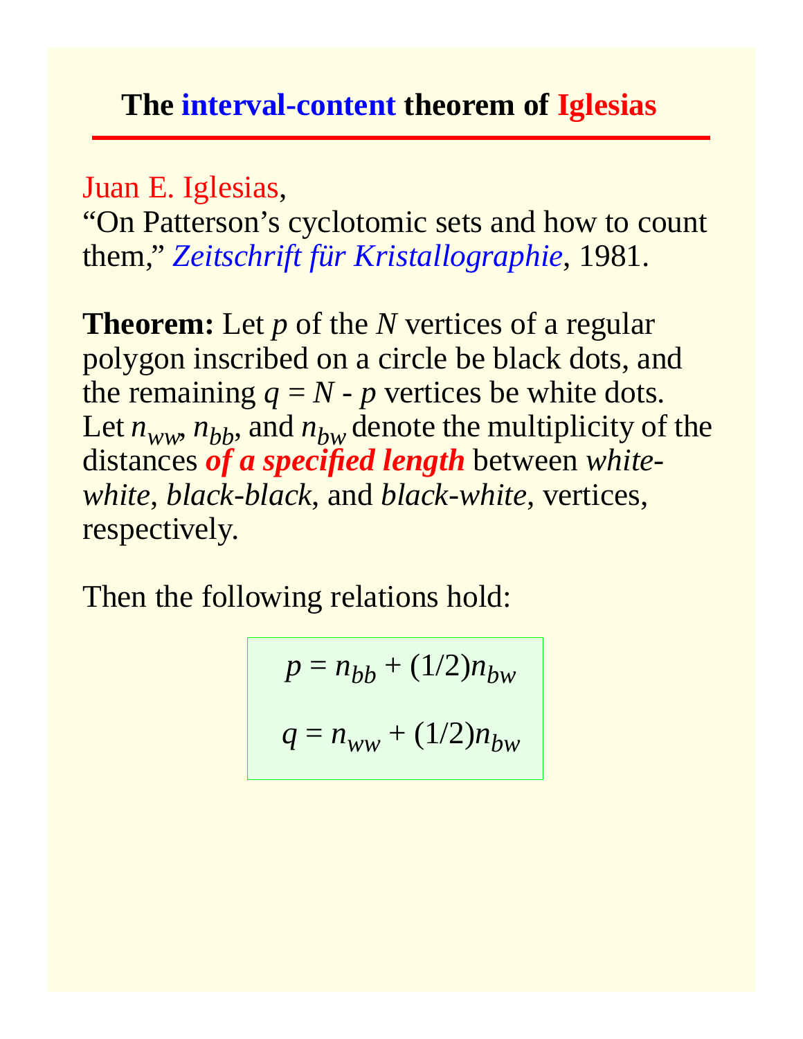# The interval-content theorem of Iglesias

Juan E. Iglesias,
"On Patterson's cyclotomic sets and how to count them," *Zeitschrift für Kristallographie*, 1981.

**Theorem:** Let $p$ of the $N$ vertices of a regular polygon inscribed on a circle be black dots, and the remaining $q = N - p$ vertices be white dots. Let $n_{ww}$, $n_{bb}$, and $n_{bw}$ denote the multiplicity of the distances ***of a specified length*** between *white-white*, *black-black*, and *black-white*, vertices, respectively.

Then the following relations hold:

$$p = n_{bb} + (1/2)n_{bw}$$

$$q = n_{ww} + (1/2)n_{bw}$$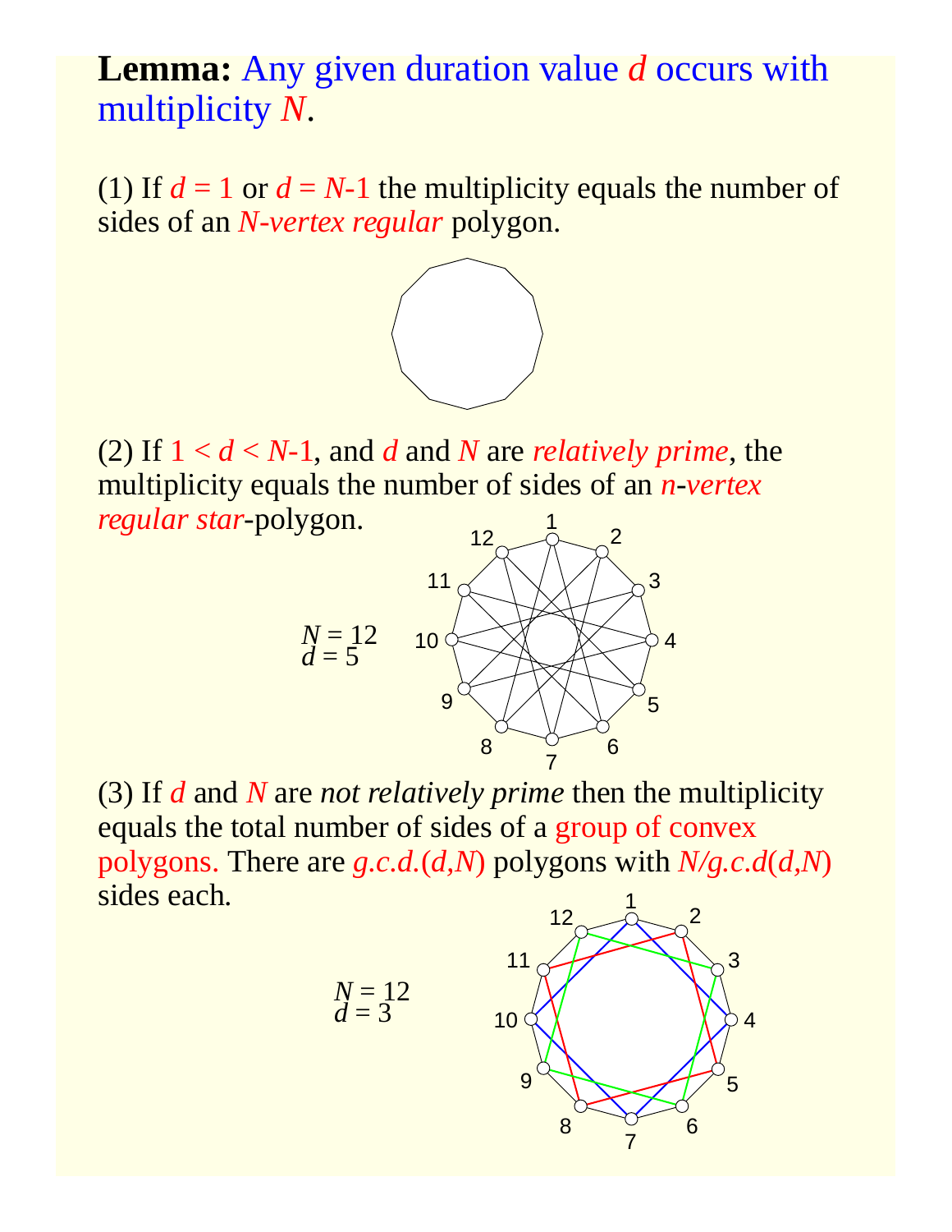**Lemma:** Any given duration value $d$ occurs with multiplicity $N$.

(1) If $d = 1$ or $d = N$-1 the multiplicity equals the number of sides of an *N-vertex regular* polygon.

(2) If $1 < d < N$-1, and $d$ and $N$ are *relatively prime*, the multiplicity equals the number of sides of an *n-vertex regular star*-polygon.

$N = 12$
$d = 5$

(3) If $d$ and $N$ are *not relatively prime* then the multiplicity equals the total number of sides of a group of convex polygons. There are *g.c.d.*($d$,$N$) polygons with $N$/*g.c.d*($d$,$N$) sides each.

$N = 12$
$d = 3$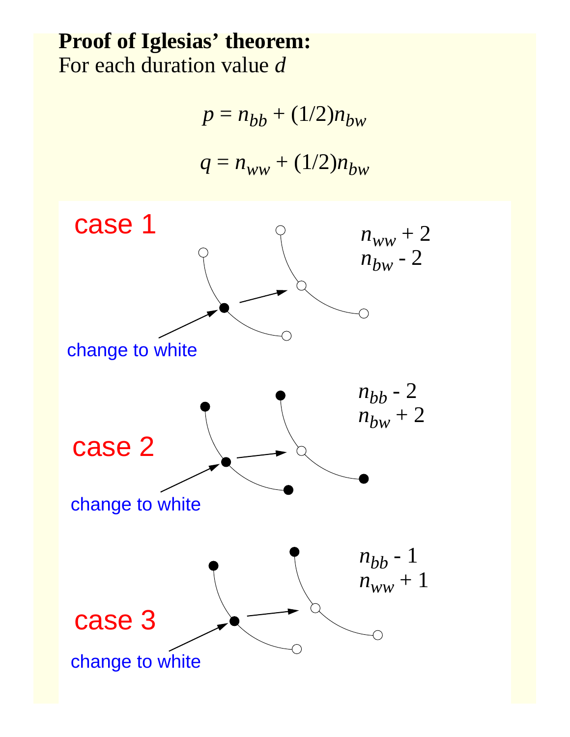**Proof of Iglesias' theorem:**
For each duration value *d*

$$p = n_{bb} + (1/2)n_{bw}$$

$$q = n_{ww} + (1/2)n_{bw}$$

case 1

change to white

$n_{ww} + 2$
$n_{bw} - 2$

case 2

change to white

$n_{bb} - 2$
$n_{bw} + 2$

case 3

change to white

$n_{bb} - 1$
$n_{ww} + 1$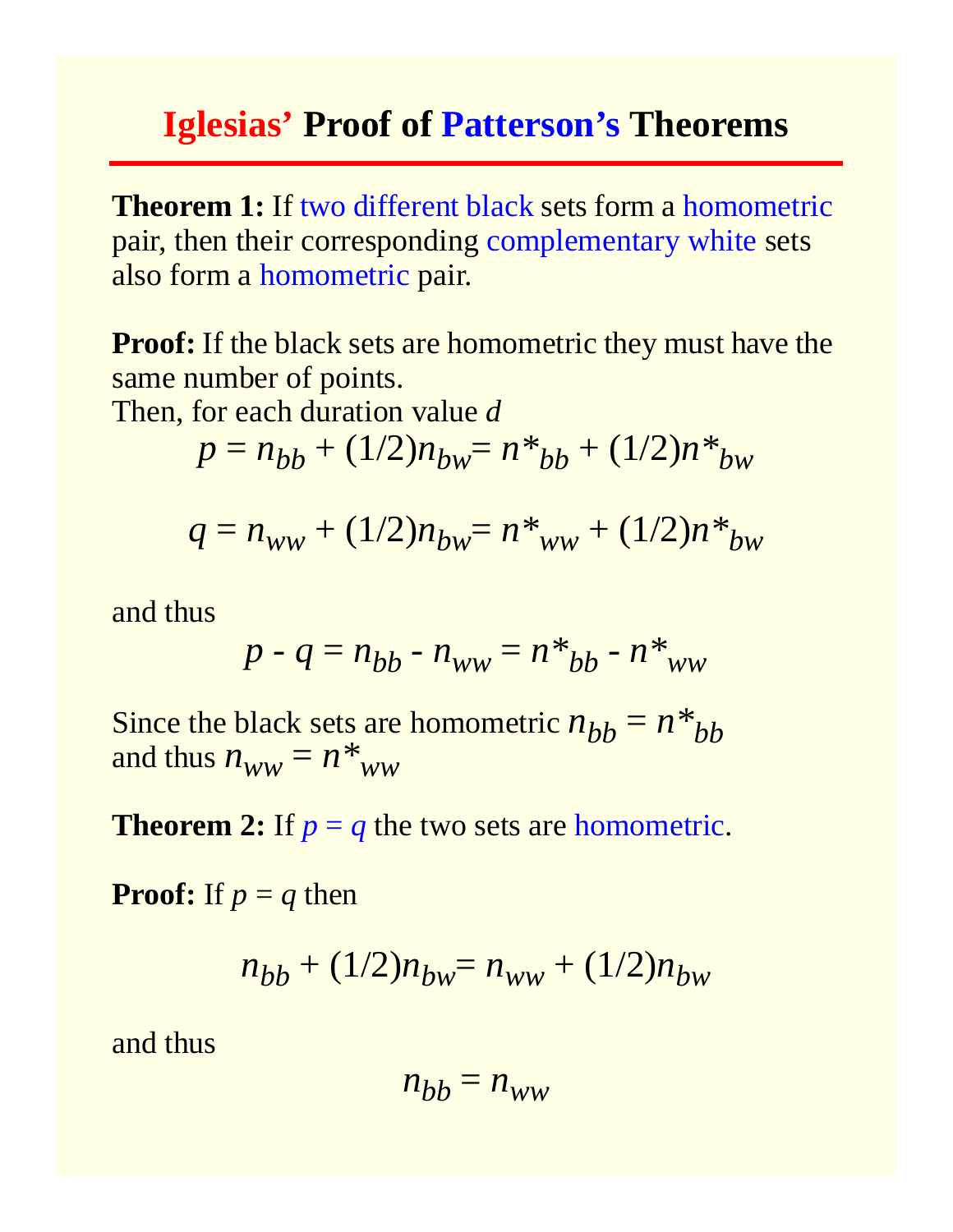# Iglesias' Proof of Patterson's Theorems

**Theorem 1:** If two different black sets form a homometric pair, then their corresponding complementary white sets also form a homometric pair.

**Proof:** If the black sets are homometric they must have the same number of points.
Then, for each duration value *d*

$$p = n_{bb} + (1/2)n_{bw} = n^*_{bb} + (1/2)n^*_{bw}$$

$$q = n_{ww} + (1/2)n_{bw} = n^*_{ww} + (1/2)n^*_{bw}$$

and thus

$$p - q = n_{bb} - n_{ww} = n^*_{bb} - n^*_{ww}$$

Since the black sets are homometric $n_{bb} = n^*_{bb}$
and thus $n_{ww} = n^*_{ww}$

**Theorem 2:** If $p = q$ the two sets are homometric.

**Proof:** If $p = q$ then

$$n_{bb} + (1/2)n_{bw} = n_{ww} + (1/2)n_{bw}$$

and thus

$$n_{bb} = n_{ww}$$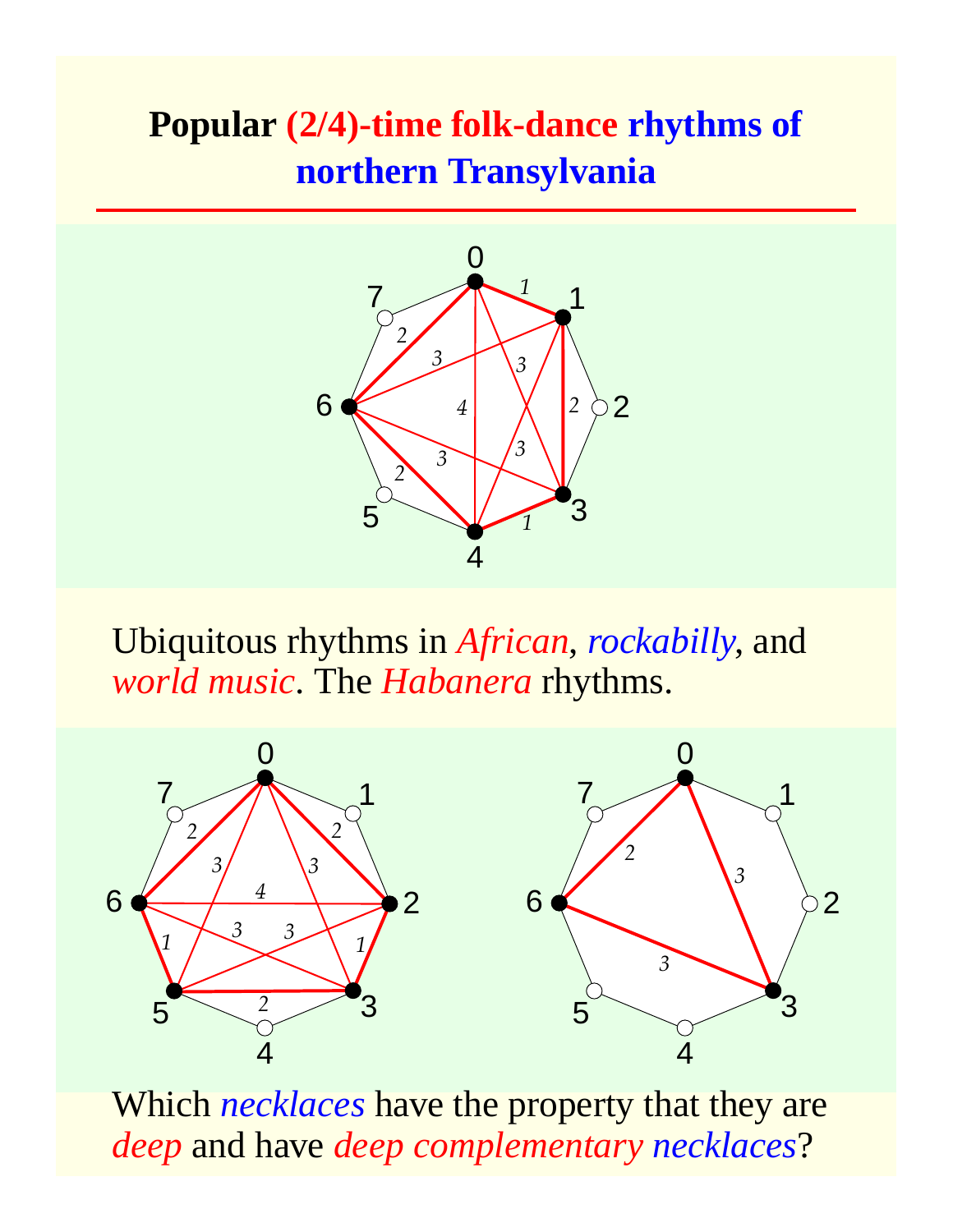# Popular (2/4)-time folk-dance rhythms of northern Transylvania

Ubiquitous rhythms in *African*, *rockabilly*, and *world music*. The *Habanera* rhythms.

Which *necklaces* have the property that they are *deep* and have *deep complementary necklaces*?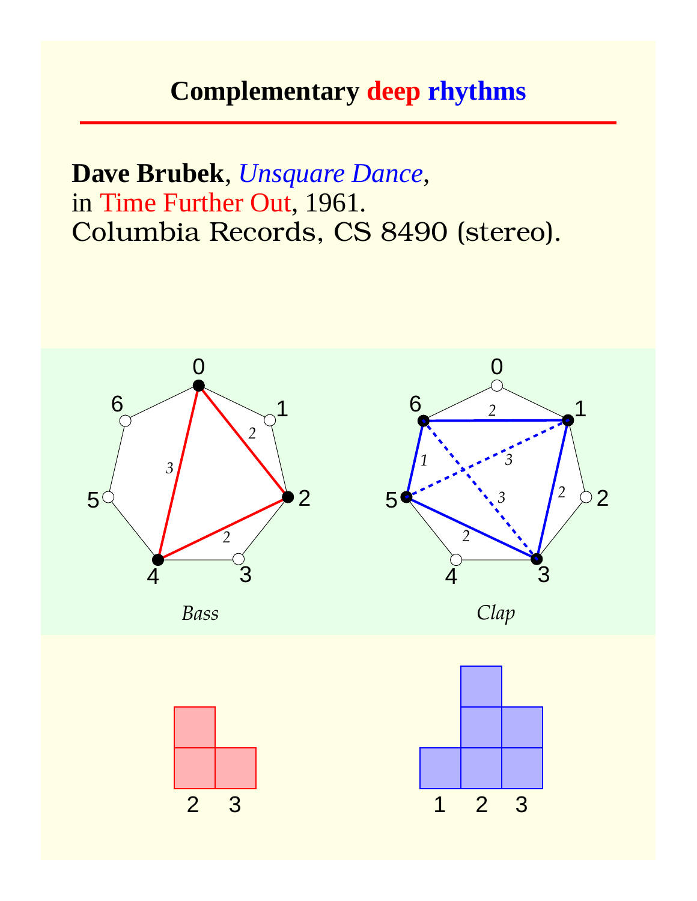# Complementary deep rhythms

**Dave Brubek**, *Unsquare Dance*,
in Time Further Out, 1961.
Columbia Records, CS 8490 (stereo).

*Bass*

*Clap*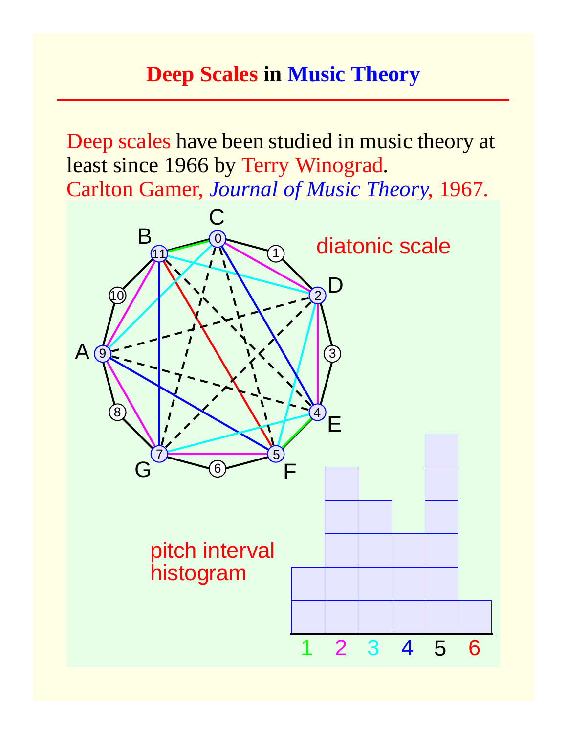# Deep Scales in Music Theory

Deep scales have been studied in music theory at least since 1966 by Terry Winograd.

Carlton Gamer, *Journal of Music Theory*, 1967.

diatonic scale

C B D A E G F

0 1 2 3 4 5 6 7 8 9 10 11

pitch interval histogram

1 2 3 4 5 6